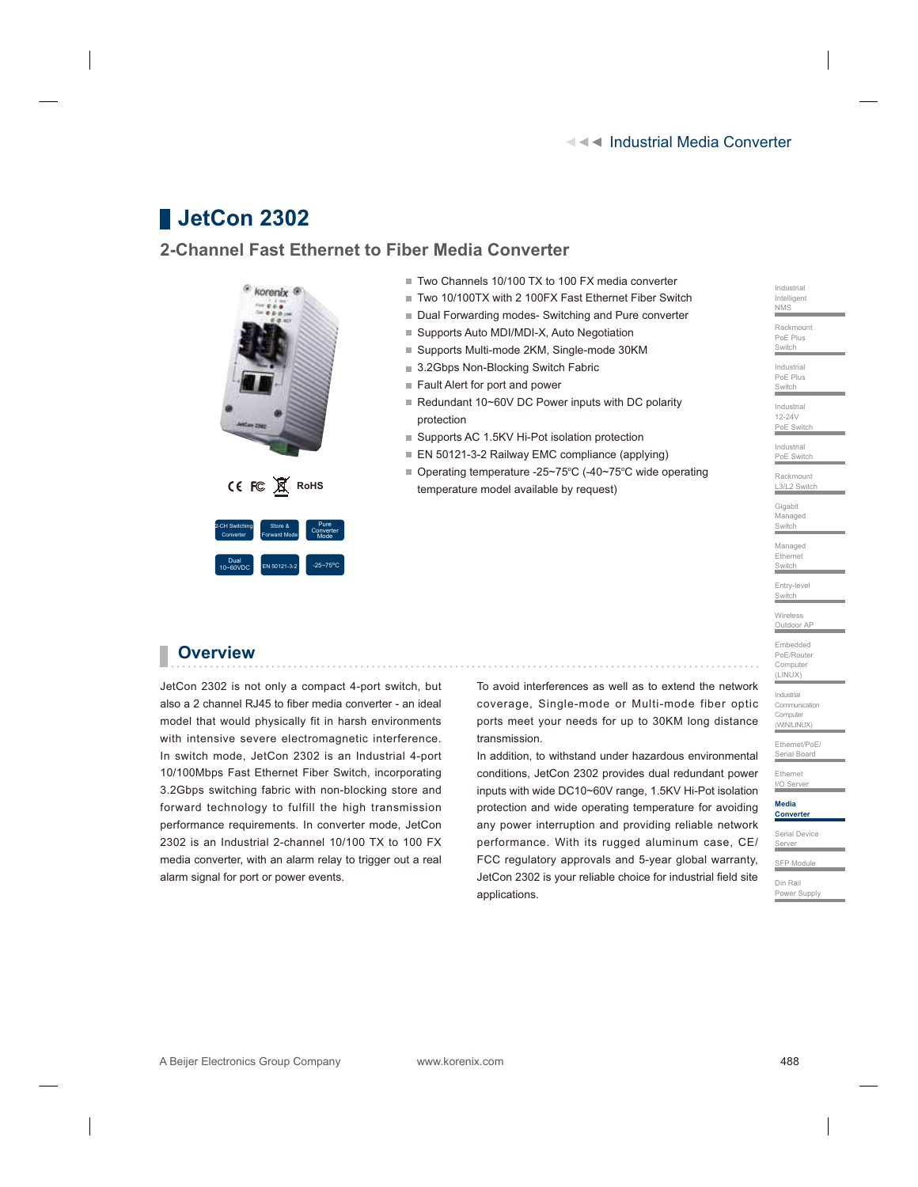# JetCon 2302

## 2-Channel Fast Ethernet to Fiber Media Converter

CE FC RoHS

2-CH Switching Converter | Store & Forward Mode | Pure Converter Mode | Dual 10~60VDC | EN 50121-3-2 | -25~75°C

- Two Channels 10/100 TX to 100 FX media converter
- Two 10/100TX with 2 100FX Fast Ethernet Fiber Switch
- Dual Forwarding modes- Switching and Pure converter
- Supports Auto MDI/MDI-X, Auto Negotiation
- Supports Multi-mode 2KM, Single-mode 30KM
- 3.2Gbps Non-Blocking Switch Fabric
- Fault Alert for port and power
- Redundant 10~60V DC Power inputs with DC polarity protection
- Supports AC 1.5KV Hi-Pot isolation protection
- EN 50121-3-2 Railway EMC compliance (applying)
- Operating temperature -25~75℃ (-40~75℃ wide operating temperature model available by request)

## Overview

JetCon 2302 is not only a compact 4-port switch, but also a 2 channel RJ45 to fiber media converter - an ideal model that would physically fit in harsh environments with intensive severe electromagnetic interference. In switch mode, JetCon 2302 is an Industrial 4-port 10/100Mbps Fast Ethernet Fiber Switch, incorporating 3.2Gbps switching fabric with non-blocking store and forward technology to fulfill the high transmission performance requirements. In converter mode, JetCon 2302 is an Industrial 2-channel 10/100 TX to 100 FX media converter, with an alarm relay to trigger out a real alarm signal for port or power events.

To avoid interferences as well as to extend the network coverage, Single-mode or Multi-mode fiber optic ports meet your needs for up to 30KM long distance transmission.

In addition, to withstand under hazardous environmental conditions, JetCon 2302 provides dual redundant power inputs with wide DC10~60V range, 1.5KV Hi-Pot isolation protection and wide operating temperature for avoiding any power interruption and providing reliable network performance. With its rugged aluminum case, CE/FCC regulatory approvals and 5-year global warranty, JetCon 2302 is your reliable choice for industrial field site applications.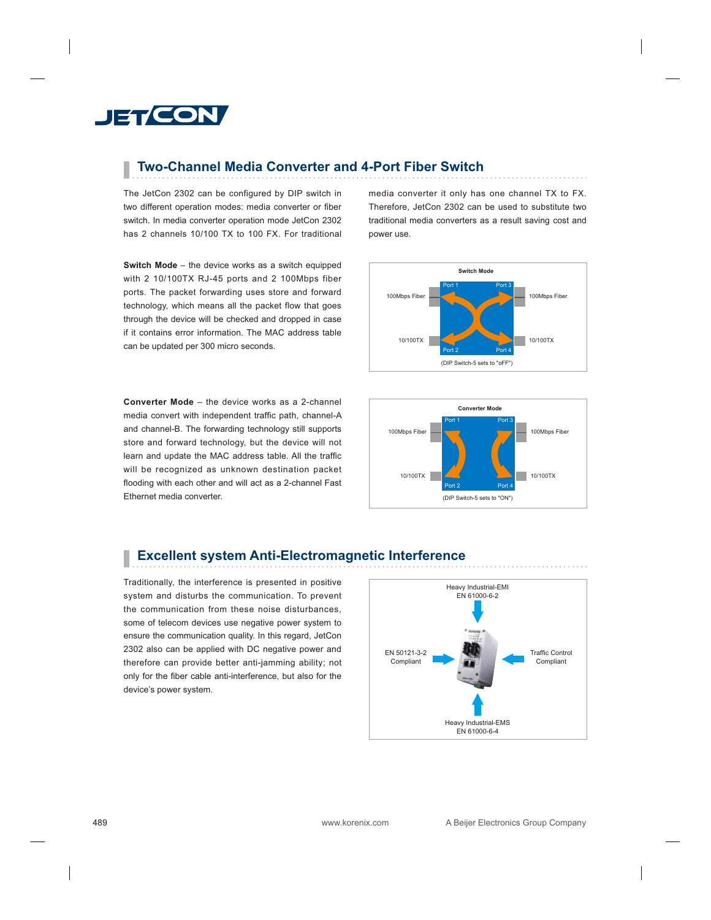## Two-Channel Media Converter and 4-Port Fiber Switch

The JetCon 2302 can be configured by DIP switch in two different operation modes: media converter or fiber switch. In media converter operation mode JetCon 2302 has 2 channels 10/100 TX to 100 FX. For traditional media converter it only has one channel TX to FX. Therefore, JetCon 2302 can be used to substitute two traditional media converters as a result saving cost and power use.

**Switch Mode** – the device works as a switch equipped with 2 10/100TX RJ-45 ports and 2 100Mbps fiber ports. The packet forwarding uses store and forward technology, which means all the packet flow that goes through the device will be checked and dropped in case if it contains error information. The MAC address table can be updated per 300 micro seconds.

Switch Mode

100Mbps Fiber — Port 1 | Port 3 — 100Mbps Fiber

10/100TX — Port 2 | Port 4 — 10/100TX

(DIP Switch-5 sets to "oFF")

**Converter Mode** – the device works as a 2-channel media convert with independent traffic path, channel-A and channel-B. The forwarding technology still supports store and forward technology, but the device will not learn and update the MAC address table. All the traffic will be recognized as unknown destination packet flooding with each other and will act as a 2-channel Fast Ethernet media converter.

Converter Mode

100Mbps Fiber — Port 1 | Port 3 — 100Mbps Fiber

10/100TX — Port 2 | Port 4 — 10/100TX

(DIP Switch-5 sets to "ON")

## Excellent system Anti-Electromagnetic Interference

Traditionally, the interference is presented in positive system and disturbs the communication. To prevent the communication from these noise disturbances, some of telecom devices use negative power system to ensure the communication quality. In this regard, JetCon 2302 also can be applied with DC negative power and therefore can provide better anti-jamming ability; not only for the fiber cable anti-interference, but also for the device's power system.

Heavy Industrial-EMI
EN 61000-6-2

EN 50121-3-2
Compliant

Traffic Control
Compliant

Heavy Industrial-EMS
EN 61000-6-4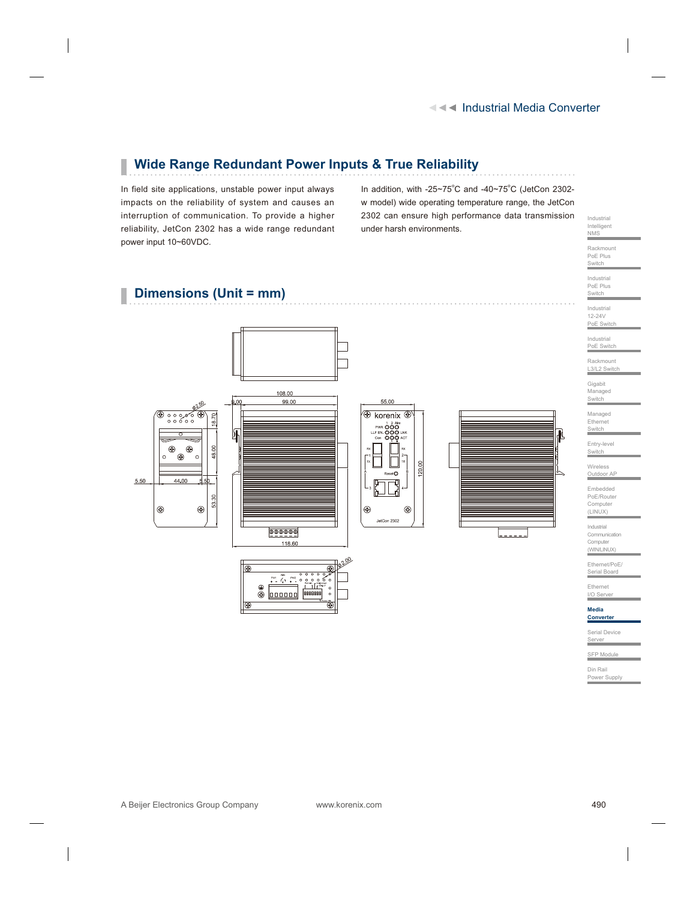## Wide Range Redundant Power Inputs & True Reliability

In field site applications, unstable power input always impacts on the reliability of system and causes an interruption of communication. To provide a higher reliability, JetCon 2302 has a wide range redundant power input 10~60VDC.

In addition, with -25~75°C and -40~75°C (JetCon 2302-w model) wide operating temperature range, the JetCon 2302 can ensure high performance data transmission under harsh environments.

## Dimensions (Unit = mm)

108.00
99.00
9.00
55.00
Ø2.50
18.70
48.00
5.50
44.00
5.50
53.30
120.00
118.60
Ø2.00
korenix
JetCon 2302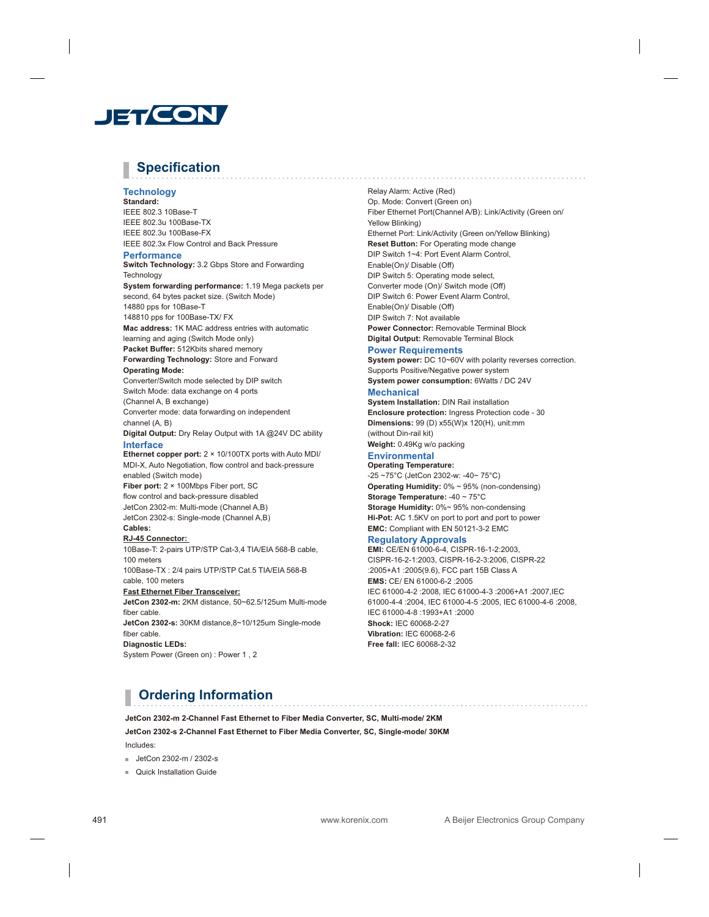## Specification

### Technology

**Standard:**
IEEE 802.3 10Base-T
IEEE 802.3u 100Base-TX
IEEE 802.3u 100Base-FX
IEEE 802.3x Flow Control and Back Pressure

### Performance

**Switch Technology:** 3.2 Gbps Store and Forwarding Technology
**System forwarding performance:** 1.19 Mega packets per second, 64 bytes packet size. (Switch Mode)
14880 pps for 10Base-T
148810 pps for 100Base-TX/ FX
**Mac address:** 1K MAC address entries with automatic learning and aging (Switch Mode only)
**Packet Buffer:** 512Kbits shared memory
**Forwarding Technology:** Store and Forward
**Operating Mode:**
Converter/Switch mode selected by DIP switch
Switch Mode: data exchange on 4 ports
(Channel A, B exchange)
Converter mode: data forwarding on independent channel (A, B)
**Digital Output:** Dry Relay Output with 1A @24V DC ability

### Interface

**Ethernet copper port:** 2 × 10/100TX ports with Auto MDI/ MDI-X, Auto Negotiation, flow control and back-pressure enabled (Switch mode)
**Fiber port:** 2 × 100Mbps Fiber port, SC
flow control and back-pressure disabled
JetCon 2302-m: Multi-mode (Channel A,B)
JetCon 2302-s: Single-mode (Channel A,B)
**Cables:**
**RJ-45 Connector:**
10Base-T: 2-pairs UTP/STP Cat-3,4 TIA/EIA 568-B cable, 100 meters
100Base-TX : 2/4 pairs UTP/STP Cat.5 TIA/EIA 568-B cable, 100 meters
**Fast Ethernet Fiber Transceiver:**
**JetCon 2302-m:** 2KM distance, 50~62.5/125um Multi-mode fiber cable.
**JetCon 2302-s:** 30KM distance,8~10/125um Single-mode fiber cable.
**Diagnostic LEDs:**
System Power (Green on) : Power 1 , 2
Relay Alarm: Active (Red)
Op. Mode: Convert (Green on)
Fiber Ethernet Port(Channel A/B): Link/Activity (Green on/ Yellow Blinking)
Ethernet Port: Link/Activity (Green on/Yellow Blinking)
**Reset Button:** For Operating mode change
DIP Switch 1~4: Port Event Alarm Control, Enable(On)/ Disable (Off)
DIP Switch 5: Operating mode select, Converter mode (On)/ Switch mode (Off)
DIP Switch 6: Power Event Alarm Control, Enable(On)/ Disable (Off)
DIP Switch 7: Not available
**Power Connector:** Removable Terminal Block
**Digital Output:** Removable Terminal Block

### Power Requirements

**System power:** DC 10~60V with polarity reverses correction. Supports Positive/Negative power system
**System power consumption:** 6Watts / DC 24V

### Mechanical

**System Installation:** DIN Rail installation
**Enclosure protection:** Ingress Protection code - 30
**Dimensions:** 99 (D) x55(W)x 120(H), unit:mm (without Din-rail kit)
**Weight:** 0.49Kg w/o packing

### Environmental

**Operating Temperature:**
-25 ~75°C (JetCon 2302-w: -40~ 75°C)
**Operating Humidity:** 0% ~ 95% (non-condensing)
**Storage Temperature:** -40 ~ 75°C
**Storage Humidity:** 0%~ 95% non-condensing
**Hi-Pot:** AC 1.5KV on port to port and port to power
**EMC:** Compliant with EN 50121-3-2 EMC

### Regulatory Approvals

**EMI:** CE/EN 61000-6-4, CISPR-16-1-2:2003, CISPR-16-2-1:2003, CISPR-16-2-3:2006, CISPR-22 :2005+A1 :2005(9.6), FCC part 15B Class A
**EMS:** CE/ EN 61000-6-2 :2005
IEC 61000-4-2 :2008, IEC 61000-4-3 :2006+A1 :2007,IEC 61000-4-4 :2004, IEC 61000-4-5 :2005, IEC 61000-4-6 :2008, IEC 61000-4-8 :1993+A1 :2000
**Shock:** IEC 60068-2-27
**Vibration:** IEC 60068-2-6
**Free fall:** IEC 60068-2-32

## Ordering Information

**JetCon 2302-m 2-Channel Fast Ethernet to Fiber Media Converter, SC, Multi-mode/ 2KM**

**JetCon 2302-s 2-Channel Fast Ethernet to Fiber Media Converter, SC, Single-mode/ 30KM**

Includes:

- JetCon 2302-m / 2302-s
- Quick Installation Guide